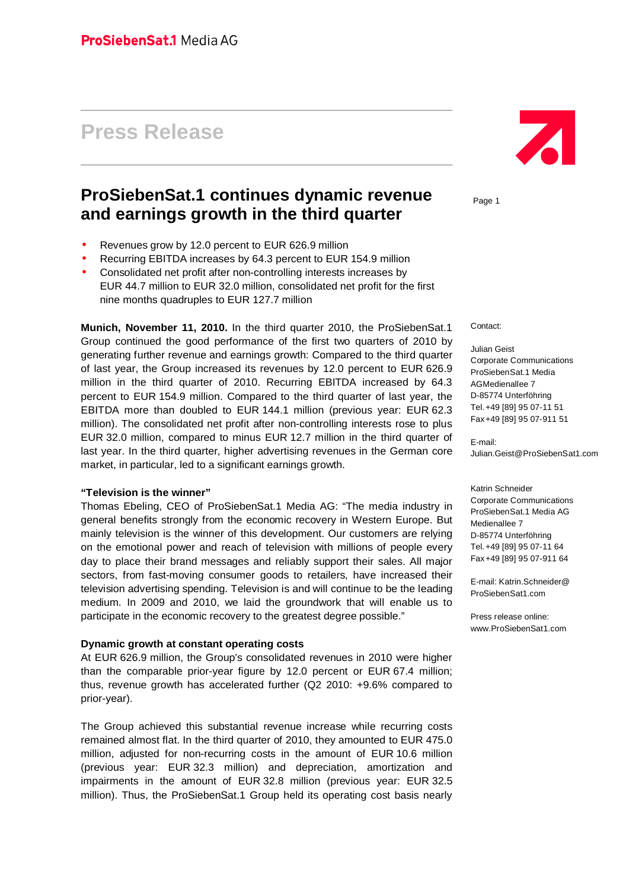ProSiebenSat.1 Media AG

# Press Release

## ProSiebenSat.1 continues dynamic revenue and earnings growth in the third quarter

- Revenues grow by 12.0 percent to EUR 626.9 million
- Recurring EBITDA increases by 64.3 percent to EUR 154.9 million
- Consolidated net profit after non-controlling interests increases by EUR 44.7 million to EUR 32.0 million, consolidated net profit for the first nine months quadruples to EUR 127.7 million

**Munich, November 11, 2010.** In the third quarter 2010, the ProSiebenSat.1 Group continued the good performance of the first two quarters of 2010 by generating further revenue and earnings growth: Compared to the third quarter of last year, the Group increased its revenues by 12.0 percent to EUR 626.9 million in the third quarter of 2010. Recurring EBITDA increased by 64.3 percent to EUR 154.9 million. Compared to the third quarter of last year, the EBITDA more than doubled to EUR 144.1 million (previous year: EUR 62.3 million). The consolidated net profit after non-controlling interests rose to plus EUR 32.0 million, compared to minus EUR 12.7 million in the third quarter of last year. In the third quarter, higher advertising revenues in the German core market, in particular, led to a significant earnings growth.

**"Television is the winner"**

Thomas Ebeling, CEO of ProSiebenSat.1 Media AG: "The media industry in general benefits strongly from the economic recovery in Western Europe. But mainly television is the winner of this development. Our customers are relying on the emotional power and reach of television with millions of people every day to place their brand messages and reliably support their sales. All major sectors, from fast-moving consumer goods to retailers, have increased their television advertising spending. Television is and will continue to be the leading medium. In 2009 and 2010, we laid the groundwork that will enable us to participate in the economic recovery to the greatest degree possible."

**Dynamic growth at constant operating costs**

At EUR 626.9 million, the Group's consolidated revenues in 2010 were higher than the comparable prior-year figure by 12.0 percent or EUR 67.4 million; thus, revenue growth has accelerated further (Q2 2010: +9.6% compared to prior-year).

The Group achieved this substantial revenue increase while recurring costs remained almost flat. In the third quarter of 2010, they amounted to EUR 475.0 million, adjusted for non-recurring costs in the amount of EUR 10.6 million (previous year: EUR 32.3 million) and depreciation, amortization and impairments in the amount of EUR 32.8 million (previous year: EUR 32.5 million). Thus, the ProSiebenSat.1 Group held its operating cost basis nearly

Contact:

Julian Geist
Corporate Communications
ProSiebenSat.1 Media AG
Medienallee 7
D-85774 Unterföhring
Tel. +49 [89] 95 07-11 51
Fax +49 [89] 95 07-911 51

E-mail:
Julian.Geist@ProSiebenSat1.com

Katrin Schneider
Corporate Communications
ProSiebenSat.1 Media AG
Medienallee 7
D-85774 Unterföhring
Tel. +49 [89] 95 07-11 64
Fax +49 [89] 95 07-911 64

E-mail: Katrin.Schneider@ProSiebenSat1.com

Press release online:
www.ProSiebenSat1.com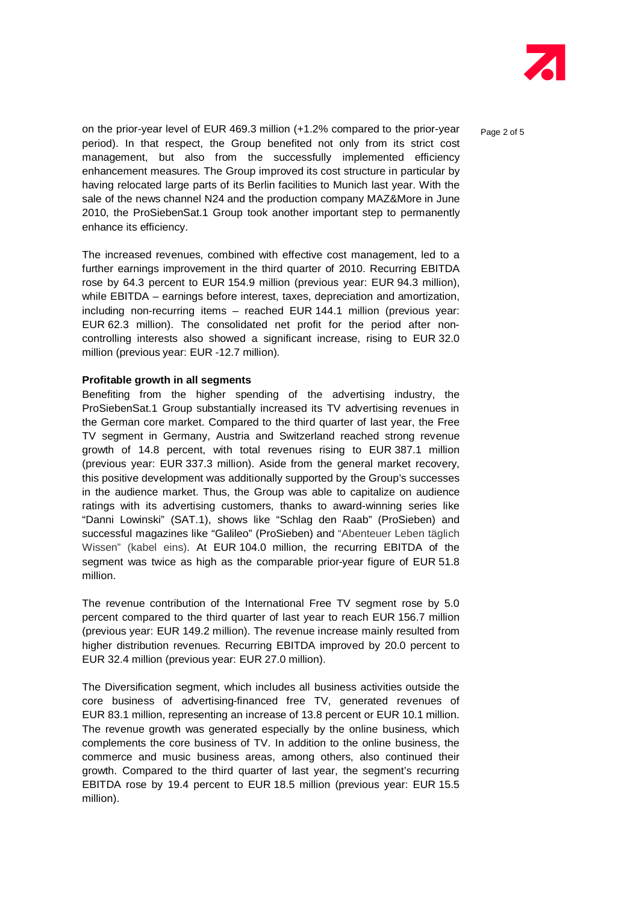on the prior-year level of EUR 469.3 million (+1.2% compared to the prior-year period). In that respect, the Group benefited not only from its strict cost management, but also from the successfully implemented efficiency enhancement measures. The Group improved its cost structure in particular by having relocated large parts of its Berlin facilities to Munich last year. With the sale of the news channel N24 and the production company MAZ&More in June 2010, the ProSiebenSat.1 Group took another important step to permanently enhance its efficiency.

The increased revenues, combined with effective cost management, led to a further earnings improvement in the third quarter of 2010. Recurring EBITDA rose by 64.3 percent to EUR 154.9 million (previous year: EUR 94.3 million), while EBITDA – earnings before interest, taxes, depreciation and amortization, including non-recurring items – reached EUR 144.1 million (previous year: EUR 62.3 million). The consolidated net profit for the period after non-controlling interests also showed a significant increase, rising to EUR 32.0 million (previous year: EUR -12.7 million).

**Profitable growth in all segments**

Benefiting from the higher spending of the advertising industry, the ProSiebenSat.1 Group substantially increased its TV advertising revenues in the German core market. Compared to the third quarter of last year, the Free TV segment in Germany, Austria and Switzerland reached strong revenue growth of 14.8 percent, with total revenues rising to EUR 387.1 million (previous year: EUR 337.3 million). Aside from the general market recovery, this positive development was additionally supported by the Group's successes in the audience market. Thus, the Group was able to capitalize on audience ratings with its advertising customers, thanks to award-winning series like "Danni Lowinski" (SAT.1), shows like "Schlag den Raab" (ProSieben) and successful magazines like "Galileo" (ProSieben) and "Abenteuer Leben täglich Wissen" (kabel eins). At EUR 104.0 million, the recurring EBITDA of the segment was twice as high as the comparable prior-year figure of EUR 51.8 million.

The revenue contribution of the International Free TV segment rose by 5.0 percent compared to the third quarter of last year to reach EUR 156.7 million (previous year: EUR 149.2 million). The revenue increase mainly resulted from higher distribution revenues. Recurring EBITDA improved by 20.0 percent to EUR 32.4 million (previous year: EUR 27.0 million).

The Diversification segment, which includes all business activities outside the core business of advertising-financed free TV, generated revenues of EUR 83.1 million, representing an increase of 13.8 percent or EUR 10.1 million. The revenue growth was generated especially by the online business, which complements the core business of TV. In addition to the online business, the commerce and music business areas, among others, also continued their growth. Compared to the third quarter of last year, the segment's recurring EBITDA rose by 19.4 percent to EUR 18.5 million (previous year: EUR 15.5 million).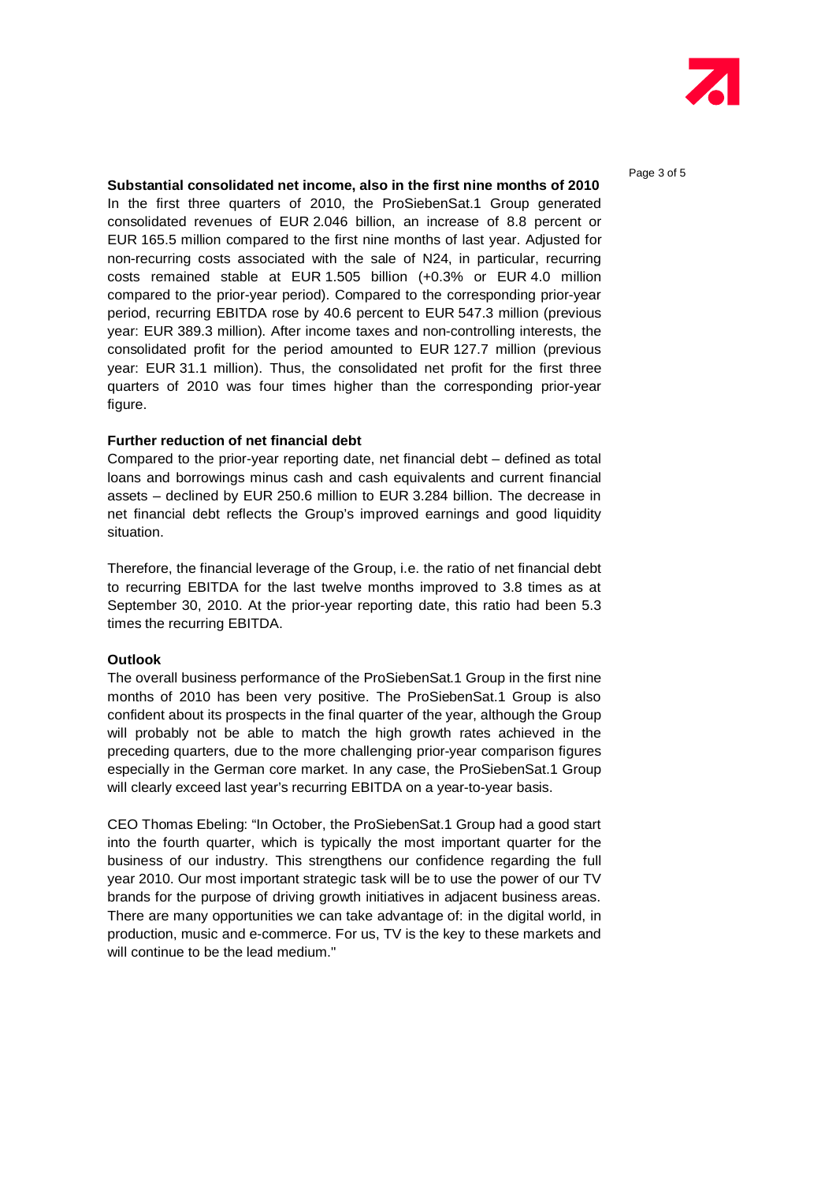**Substantial consolidated net income, also in the first nine months of 2010**

In the first three quarters of 2010, the ProSiebenSat.1 Group generated consolidated revenues of EUR 2.046 billion, an increase of 8.8 percent or EUR 165.5 million compared to the first nine months of last year. Adjusted for non-recurring costs associated with the sale of N24, in particular, recurring costs remained stable at EUR 1.505 billion (+0.3% or EUR 4.0 million compared to the prior-year period). Compared to the corresponding prior-year period, recurring EBITDA rose by 40.6 percent to EUR 547.3 million (previous year: EUR 389.3 million). After income taxes and non-controlling interests, the consolidated profit for the period amounted to EUR 127.7 million (previous year: EUR 31.1 million). Thus, the consolidated net profit for the first three quarters of 2010 was four times higher than the corresponding prior-year figure.

**Further reduction of net financial debt**

Compared to the prior-year reporting date, net financial debt – defined as total loans and borrowings minus cash and cash equivalents and current financial assets – declined by EUR 250.6 million to EUR 3.284 billion. The decrease in net financial debt reflects the Group's improved earnings and good liquidity situation.

Therefore, the financial leverage of the Group, i.e. the ratio of net financial debt to recurring EBITDA for the last twelve months improved to 3.8 times as at September 30, 2010. At the prior-year reporting date, this ratio had been 5.3 times the recurring EBITDA.

**Outlook**

The overall business performance of the ProSiebenSat.1 Group in the first nine months of 2010 has been very positive. The ProSiebenSat.1 Group is also confident about its prospects in the final quarter of the year, although the Group will probably not be able to match the high growth rates achieved in the preceding quarters, due to the more challenging prior-year comparison figures especially in the German core market. In any case, the ProSiebenSat.1 Group will clearly exceed last year's recurring EBITDA on a year-to-year basis.

CEO Thomas Ebeling: "In October, the ProSiebenSat.1 Group had a good start into the fourth quarter, which is typically the most important quarter for the business of our industry. This strengthens our confidence regarding the full year 2010. Our most important strategic task will be to use the power of our TV brands for the purpose of driving growth initiatives in adjacent business areas. There are many opportunities we can take advantage of: in the digital world, in production, music and e-commerce. For us, TV is the key to these markets and will continue to be the lead medium."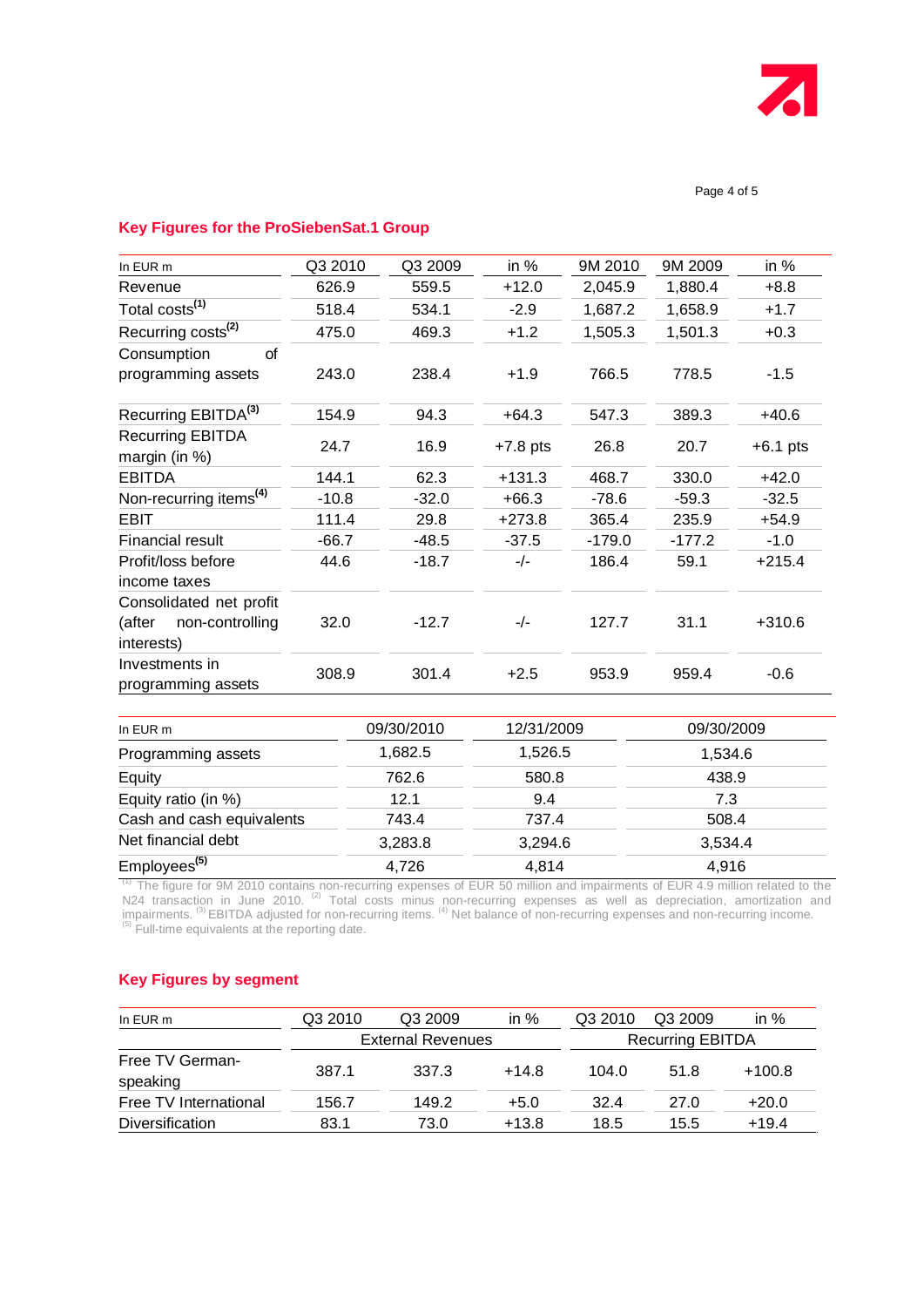## Key Figures for the ProSiebenSat.1 Group

| In EUR m | Q3 2010 | Q3 2009 | in % | 9M 2010 | 9M 2009 | in % |
|---|---|---|---|---|---|---|
| Revenue | 626.9 | 559.5 | +12.0 | 2,045.9 | 1,880.4 | +8.8 |
| Total costs[(1)] | 518.4 | 534.1 | -2.9 | 1,687.2 | 1,658.9 | +1.7 |
| Recurring costs[(2)] | 475.0 | 469.3 | +1.2 | 1,505.3 | 1,501.3 | +0.3 |
| Consumption of programming assets | 243.0 | 238.4 | +1.9 | 766.5 | 778.5 | -1.5 |
| Recurring EBITDA[(3)] | 154.9 | 94.3 | +64.3 | 547.3 | 389.3 | +40.6 |
| Recurring EBITDA margin (in %) | 24.7 | 16.9 | +7.8 pts | 26.8 | 20.7 | +6.1 pts |
| EBITDA | 144.1 | 62.3 | +131.3 | 468.7 | 330.0 | +42.0 |
| Non-recurring items[(4)] | -10.8 | -32.0 | +66.3 | -78.6 | -59.3 | -32.5 |
| EBIT | 111.4 | 29.8 | +273.8 | 365.4 | 235.9 | +54.9 |
| Financial result | -66.7 | -48.5 | -37.5 | -179.0 | -177.2 | -1.0 |
| Profit/loss before income taxes | 44.6 | -18.7 | -/- | 186.4 | 59.1 | +215.4 |
| Consolidated net profit (after non-controlling interests) | 32.0 | -12.7 | -/- | 127.7 | 31.1 | +310.6 |
| Investments in programming assets | 308.9 | 301.4 | +2.5 | 953.9 | 959.4 | -0.6 |

| In EUR m | 09/30/2010 | 12/31/2009 | 09/30/2009 |
|---|---|---|---|
| Programming assets | 1,682.5 | 1,526.5 | 1,534.6 |
| Equity | 762.6 | 580.8 | 438.9 |
| Equity ratio (in %) | 12.1 | 9.4 | 7.3 |
| Cash and cash equivalents | 743.4 | 737.4 | 508.4 |
| Net financial debt | 3,283.8 | 3,294.6 | 3,534.4 |
| Employees[(5)] | 4,726 | 4,814 | 4,916 |

[(1)] The figure for 9M 2010 contains non-recurring expenses of EUR 50 million and impairments of EUR 4.9 million related to the N24 transaction in June 2010. [(2)] Total costs minus non-recurring expenses as well as depreciation, amortization and impairments. [(3)] EBITDA adjusted for non-recurring items. [(4)] Net balance of non-recurring expenses and non-recurring income. [(5)] Full-time equivalents at the reporting date.

## Key Figures by segment

| In EUR m | Q3 2010 | Q3 2009 | in % | Q3 2010 | Q3 2009 | in % |
|---|---|---|---|---|---|---|
| | External Revenues | | | Recurring EBITDA | | |
| Free TV German-speaking | 387.1 | 337.3 | +14.8 | 104.0 | 51.8 | +100.8 |
| Free TV International | 156.7 | 149.2 | +5.0 | 32.4 | 27.0 | +20.0 |
| Diversification | 83.1 | 73.0 | +13.8 | 18.5 | 15.5 | +19.4 |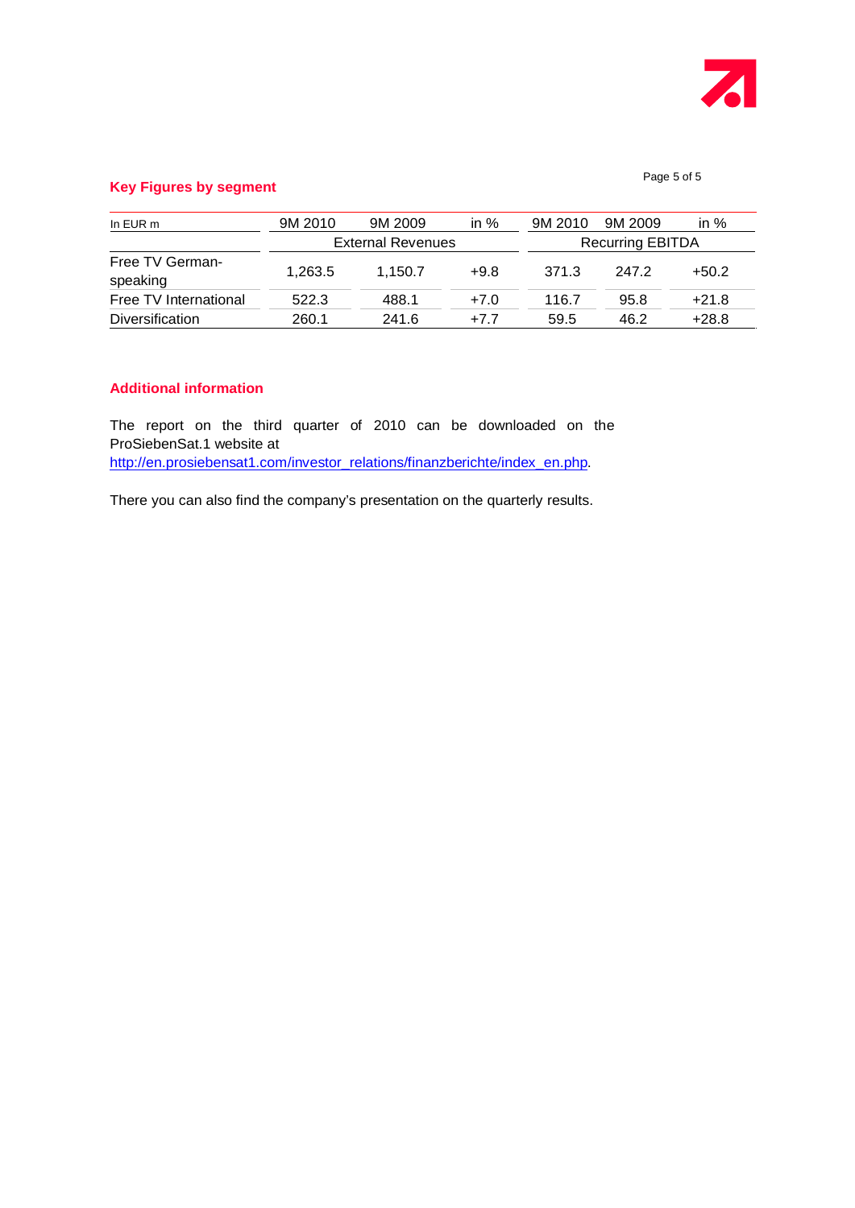## Key Figures by segment

| In EUR m | 9M 2010 | 9M 2009 | in % | 9M 2010 | 9M 2009 | in % |
|---|---|---|---|---|---|---|
| | External Revenues | | | Recurring EBITDA | | |
| Free TV German-speaking | 1,263.5 | 1,150.7 | +9.8 | 371.3 | 247.2 | +50.2 |
| Free TV International | 522.3 | 488.1 | +7.0 | 116.7 | 95.8 | +21.8 |
| Diversification | 260.1 | 241.6 | +7.7 | 59.5 | 46.2 | +28.8 |

## Additional information

The report on the third quarter of 2010 can be downloaded on the ProSiebenSat.1 website at [http://en.prosiebensat1.com/investor_relations/finanzberichte/index_en.php](http://en.prosiebensat1.com/investor_relations/finanzberichte/index_en.php).

There you can also find the company's presentation on the quarterly results.